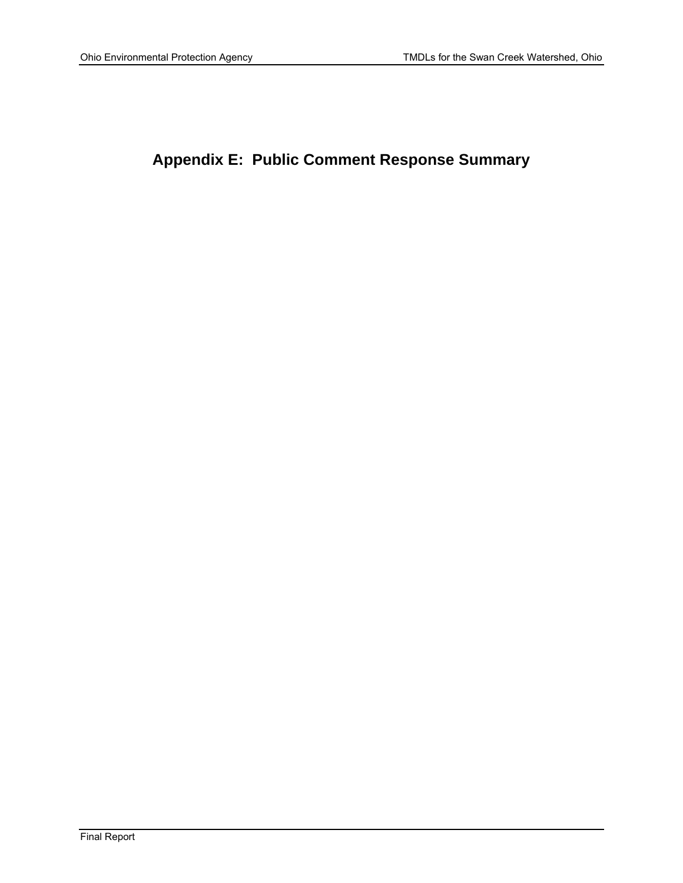# Appendix E: Public Comment Response Summary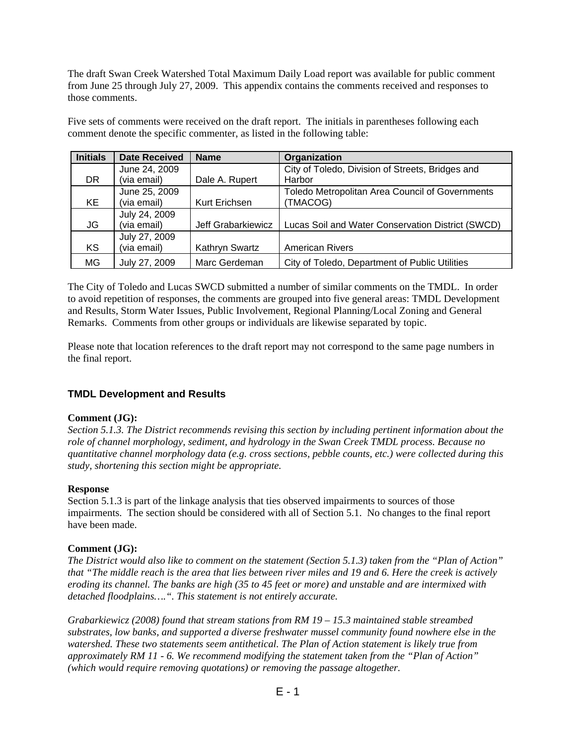The draft Swan Creek Watershed Total Maximum Daily Load report was available for public comment from June 25 through July 27, 2009. This appendix contains the comments received and responses to those comments.

Five sets of comments were received on the draft report. The initials in parentheses following each comment denote the specific commenter, as listed in the following table:

| Initials | Date Received | Name | Organization |
|---|---|---|---|
| DR | June 24, 2009 (via email) | Dale A. Rupert | City of Toledo, Division of Streets, Bridges and Harbor |
| KE | June 25, 2009 (via email) | Kurt Erichsen | Toledo Metropolitan Area Council of Governments (TMACOG) |
| JG | July 24, 2009 (via email) | Jeff Grabarkiewicz | Lucas Soil and Water Conservation District (SWCD) |
| KS | July 27, 2009 (via email) | Kathryn Swartz | American Rivers |
| MG | July 27, 2009 | Marc Gerdeman | City of Toledo, Department of Public Utilities |

The City of Toledo and Lucas SWCD submitted a number of similar comments on the TMDL. In order to avoid repetition of responses, the comments are grouped into five general areas: TMDL Development and Results, Storm Water Issues, Public Involvement, Regional Planning/Local Zoning and General Remarks. Comments from other groups or individuals are likewise separated by topic.

Please note that location references to the draft report may not correspond to the same page numbers in the final report.

## TMDL Development and Results

**Comment (JG):**
*Section 5.1.3. The District recommends revising this section by including pertinent information about the role of channel morphology, sediment, and hydrology in the Swan Creek TMDL process. Because no quantitative channel morphology data (e.g. cross sections, pebble counts, etc.) were collected during this study, shortening this section might be appropriate.*

**Response**
Section 5.1.3 is part of the linkage analysis that ties observed impairments to sources of those impairments. The section should be considered with all of Section 5.1. No changes to the final report have been made.

**Comment (JG):**
*The District would also like to comment on the statement (Section 5.1.3) taken from the "Plan of Action" that "The middle reach is the area that lies between river miles and 19 and 6. Here the creek is actively eroding its channel. The banks are high (35 to 45 feet or more) and unstable and are intermixed with detached floodplains….". This statement is not entirely accurate.*

*Grabarkiewicz (2008) found that stream stations from RM 19 – 15.3 maintained stable streambed substrates, low banks, and supported a diverse freshwater mussel community found nowhere else in the watershed. These two statements seem antithetical. The Plan of Action statement is likely true from approximately RM 11 - 6. We recommend modifying the statement taken from the "Plan of Action" (which would require removing quotations) or removing the passage altogether.*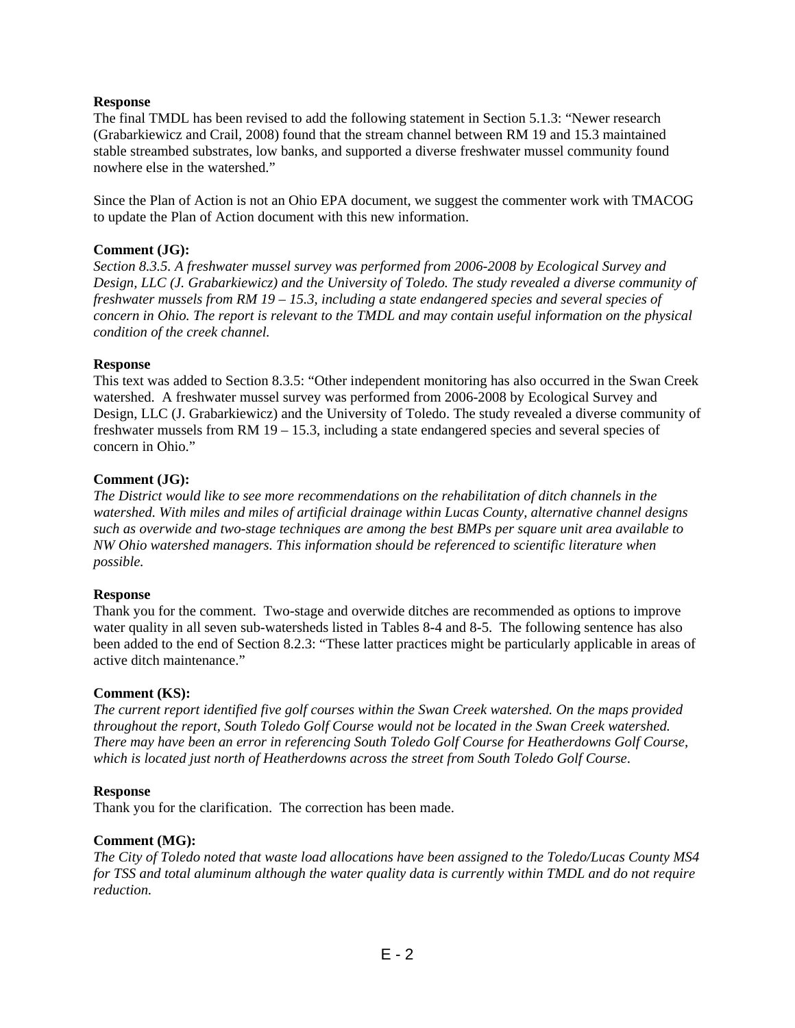**Response**

The final TMDL has been revised to add the following statement in Section 5.1.3: "Newer research (Grabarkiewicz and Crail, 2008) found that the stream channel between RM 19 and 15.3 maintained stable streambed substrates, low banks, and supported a diverse freshwater mussel community found nowhere else in the watershed."

Since the Plan of Action is not an Ohio EPA document, we suggest the commenter work with TMACOG to update the Plan of Action document with this new information.

**Comment (JG):**

*Section 8.3.5. A freshwater mussel survey was performed from 2006-2008 by Ecological Survey and Design, LLC (J. Grabarkiewicz) and the University of Toledo. The study revealed a diverse community of freshwater mussels from RM 19 – 15.3, including a state endangered species and several species of concern in Ohio. The report is relevant to the TMDL and may contain useful information on the physical condition of the creek channel.*

**Response**

This text was added to Section 8.3.5: "Other independent monitoring has also occurred in the Swan Creek watershed. A freshwater mussel survey was performed from 2006-2008 by Ecological Survey and Design, LLC (J. Grabarkiewicz) and the University of Toledo. The study revealed a diverse community of freshwater mussels from RM 19 – 15.3, including a state endangered species and several species of concern in Ohio."

**Comment (JG):**

*The District would like to see more recommendations on the rehabilitation of ditch channels in the watershed. With miles and miles of artificial drainage within Lucas County, alternative channel designs such as overwide and two-stage techniques are among the best BMPs per square unit area available to NW Ohio watershed managers. This information should be referenced to scientific literature when possible.*

**Response**

Thank you for the comment. Two-stage and overwide ditches are recommended as options to improve water quality in all seven sub-watersheds listed in Tables 8-4 and 8-5. The following sentence has also been added to the end of Section 8.2.3: "These latter practices might be particularly applicable in areas of active ditch maintenance."

**Comment (KS):**

*The current report identified five golf courses within the Swan Creek watershed. On the maps provided throughout the report, South Toledo Golf Course would not be located in the Swan Creek watershed. There may have been an error in referencing South Toledo Golf Course for Heatherdowns Golf Course, which is located just north of Heatherdowns across the street from South Toledo Golf Course.*

**Response**

Thank you for the clarification. The correction has been made.

**Comment (MG):**

*The City of Toledo noted that waste load allocations have been assigned to the Toledo/Lucas County MS4 for TSS and total aluminum although the water quality data is currently within TMDL and do not require reduction.*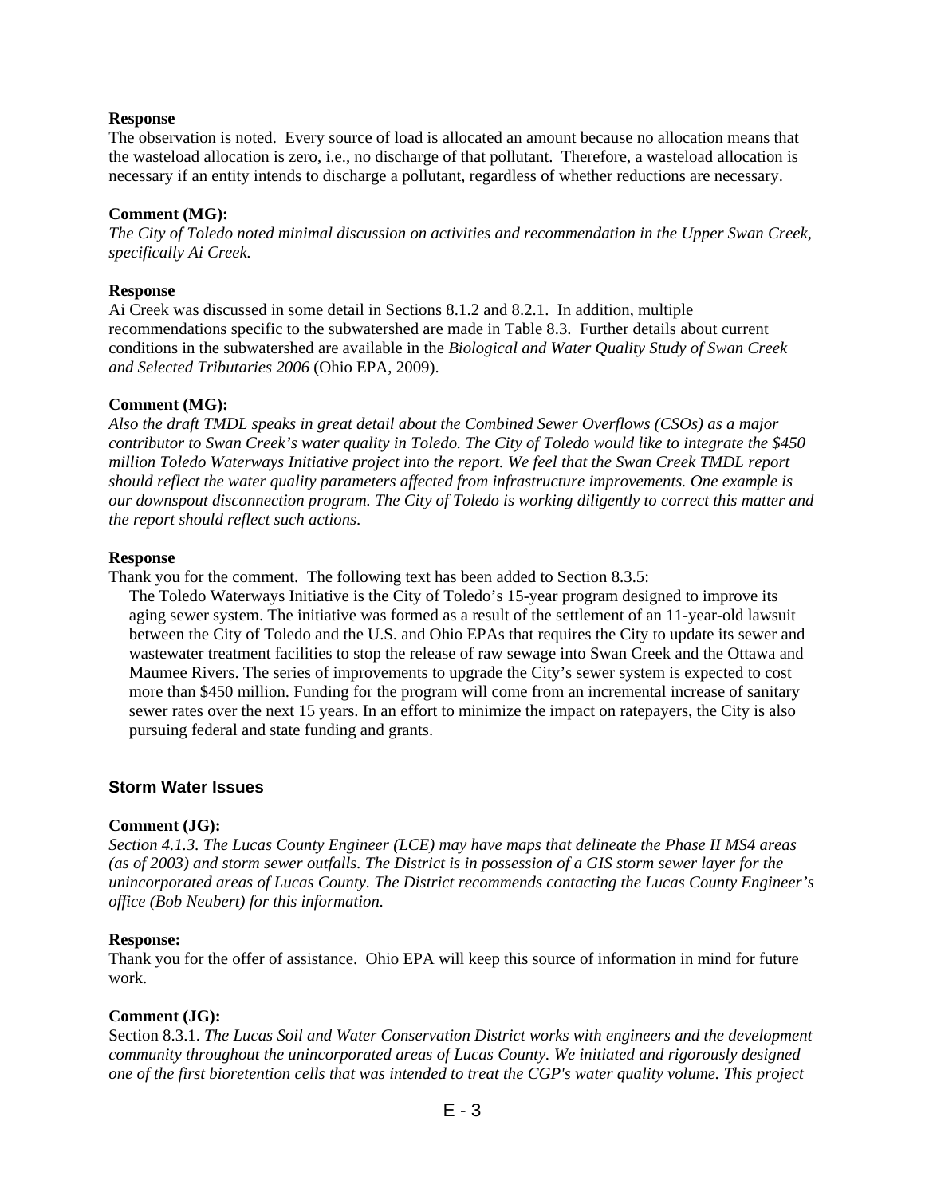**Response**

The observation is noted. Every source of load is allocated an amount because no allocation means that the wasteload allocation is zero, i.e., no discharge of that pollutant. Therefore, a wasteload allocation is necessary if an entity intends to discharge a pollutant, regardless of whether reductions are necessary.

**Comment (MG):**

*The City of Toledo noted minimal discussion on activities and recommendation in the Upper Swan Creek, specifically Ai Creek.*

**Response**

Ai Creek was discussed in some detail in Sections 8.1.2 and 8.2.1. In addition, multiple recommendations specific to the subwatershed are made in Table 8.3. Further details about current conditions in the subwatershed are available in the *Biological and Water Quality Study of Swan Creek and Selected Tributaries 2006* (Ohio EPA, 2009).

**Comment (MG):**

*Also the draft TMDL speaks in great detail about the Combined Sewer Overflows (CSOs) as a major contributor to Swan Creek's water quality in Toledo. The City of Toledo would like to integrate the $450 million Toledo Waterways Initiative project into the report. We feel that the Swan Creek TMDL report should reflect the water quality parameters affected from infrastructure improvements. One example is our downspout disconnection program. The City of Toledo is working diligently to correct this matter and the report should reflect such actions.*

**Response**

Thank you for the comment. The following text has been added to Section 8.3.5:

> The Toledo Waterways Initiative is the City of Toledo's 15-year program designed to improve its aging sewer system. The initiative was formed as a result of the settlement of an 11-year-old lawsuit between the City of Toledo and the U.S. and Ohio EPAs that requires the City to update its sewer and wastewater treatment facilities to stop the release of raw sewage into Swan Creek and the Ottawa and Maumee Rivers. The series of improvements to upgrade the City's sewer system is expected to cost more than $450 million. Funding for the program will come from an incremental increase of sanitary sewer rates over the next 15 years. In an effort to minimize the impact on ratepayers, the City is also pursuing federal and state funding and grants.

### Storm Water Issues

**Comment (JG):**

*Section 4.1.3. The Lucas County Engineer (LCE) may have maps that delineate the Phase II MS4 areas (as of 2003) and storm sewer outfalls. The District is in possession of a GIS storm sewer layer for the unincorporated areas of Lucas County. The District recommends contacting the Lucas County Engineer's office (Bob Neubert) for this information.*

**Response:**

Thank you for the offer of assistance. Ohio EPA will keep this source of information in mind for future work.

**Comment (JG):**

Section 8.3.1. *The Lucas Soil and Water Conservation District works with engineers and the development community throughout the unincorporated areas of Lucas County. We initiated and rigorously designed one of the first bioretention cells that was intended to treat the CGP's water quality volume. This project*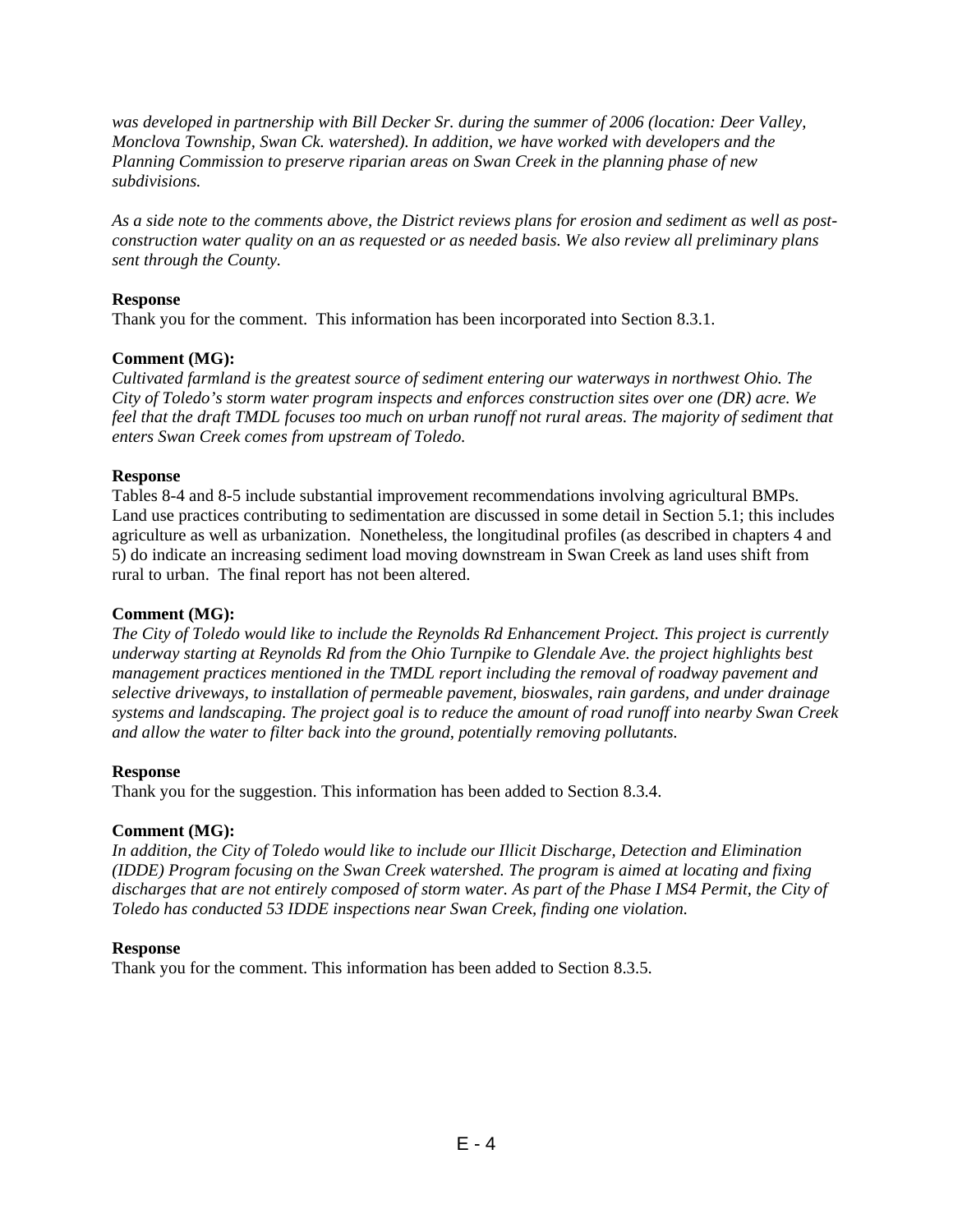*was developed in partnership with Bill Decker Sr. during the summer of 2006 (location: Deer Valley, Monclova Township, Swan Ck. watershed). In addition, we have worked with developers and the Planning Commission to preserve riparian areas on Swan Creek in the planning phase of new subdivisions.*

*As a side note to the comments above, the District reviews plans for erosion and sediment as well as post-construction water quality on an as requested or as needed basis. We also review all preliminary plans sent through the County.*

**Response**
Thank you for the comment. This information has been incorporated into Section 8.3.1.

**Comment (MG):**
*Cultivated farmland is the greatest source of sediment entering our waterways in northwest Ohio. The City of Toledo's storm water program inspects and enforces construction sites over one (DR) acre. We feel that the draft TMDL focuses too much on urban runoff not rural areas. The majority of sediment that enters Swan Creek comes from upstream of Toledo.*

**Response**
Tables 8-4 and 8-5 include substantial improvement recommendations involving agricultural BMPs. Land use practices contributing to sedimentation are discussed in some detail in Section 5.1; this includes agriculture as well as urbanization. Nonetheless, the longitudinal profiles (as described in chapters 4 and 5) do indicate an increasing sediment load moving downstream in Swan Creek as land uses shift from rural to urban. The final report has not been altered.

**Comment (MG):**
*The City of Toledo would like to include the Reynolds Rd Enhancement Project. This project is currently underway starting at Reynolds Rd from the Ohio Turnpike to Glendale Ave. the project highlights best management practices mentioned in the TMDL report including the removal of roadway pavement and selective driveways, to installation of permeable pavement, bioswales, rain gardens, and under drainage systems and landscaping. The project goal is to reduce the amount of road runoff into nearby Swan Creek and allow the water to filter back into the ground, potentially removing pollutants.*

**Response**
Thank you for the suggestion. This information has been added to Section 8.3.4.

**Comment (MG):**
*In addition, the City of Toledo would like to include our Illicit Discharge, Detection and Elimination (IDDE) Program focusing on the Swan Creek watershed. The program is aimed at locating and fixing discharges that are not entirely composed of storm water. As part of the Phase I MS4 Permit, the City of Toledo has conducted 53 IDDE inspections near Swan Creek, finding one violation.*

**Response**
Thank you for the comment. This information has been added to Section 8.3.5.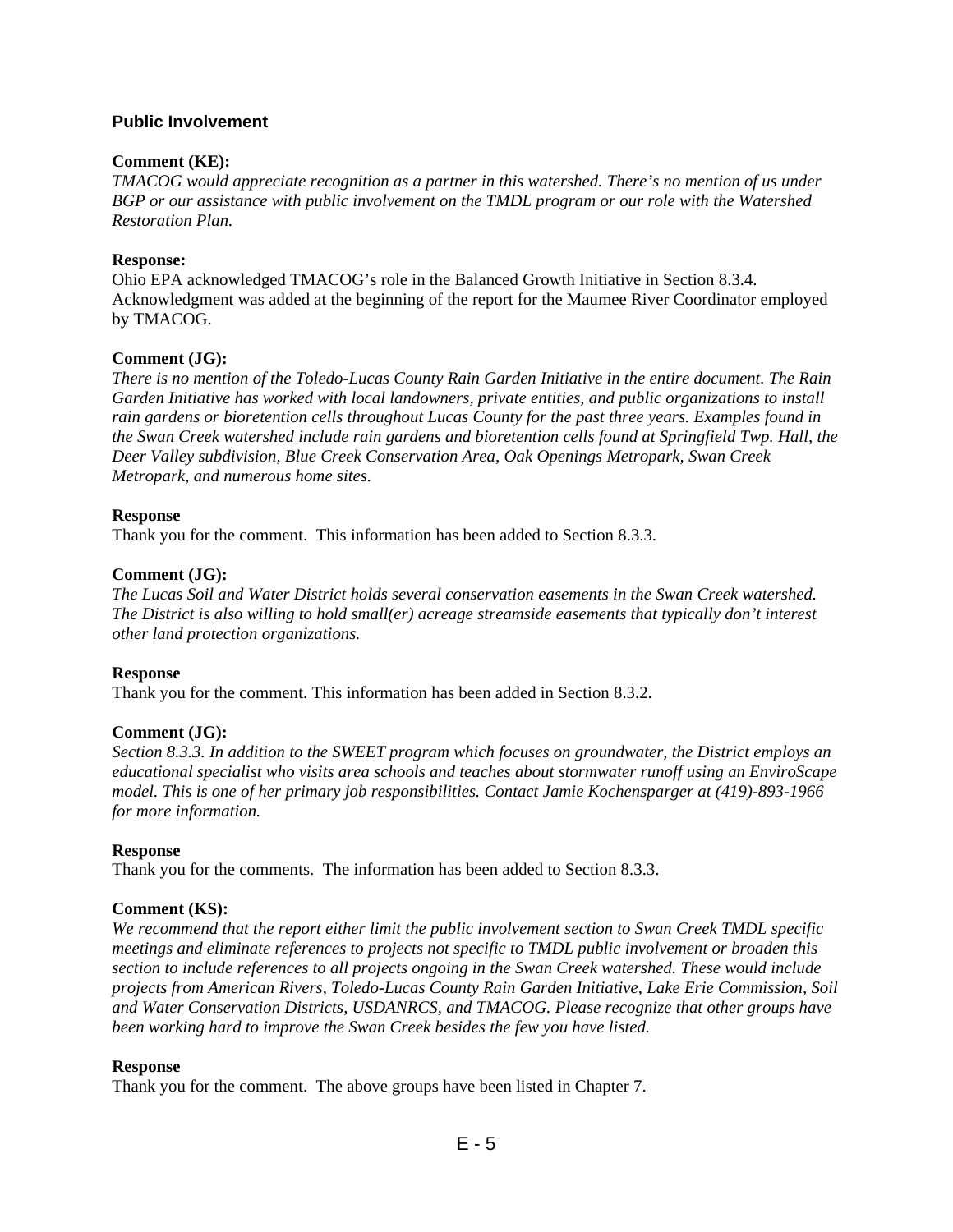### Public Involvement

**Comment (KE):**

*TMACOG would appreciate recognition as a partner in this watershed. There's no mention of us under BGP or our assistance with public involvement on the TMDL program or our role with the Watershed Restoration Plan.*

**Response:**

Ohio EPA acknowledged TMACOG's role in the Balanced Growth Initiative in Section 8.3.4. Acknowledgment was added at the beginning of the report for the Maumee River Coordinator employed by TMACOG.

**Comment (JG):**

*There is no mention of the Toledo-Lucas County Rain Garden Initiative in the entire document. The Rain Garden Initiative has worked with local landowners, private entities, and public organizations to install rain gardens or bioretention cells throughout Lucas County for the past three years. Examples found in the Swan Creek watershed include rain gardens and bioretention cells found at Springfield Twp. Hall, the Deer Valley subdivision, Blue Creek Conservation Area, Oak Openings Metropark, Swan Creek Metropark, and numerous home sites.*

**Response**

Thank you for the comment. This information has been added to Section 8.3.3.

**Comment (JG):**

*The Lucas Soil and Water District holds several conservation easements in the Swan Creek watershed. The District is also willing to hold small(er) acreage streamside easements that typically don't interest other land protection organizations.*

**Response**

Thank you for the comment. This information has been added in Section 8.3.2.

**Comment (JG):**

*Section 8.3.3. In addition to the SWEET program which focuses on groundwater, the District employs an educational specialist who visits area schools and teaches about stormwater runoff using an EnviroScape model. This is one of her primary job responsibilities. Contact Jamie Kochensparger at (419)-893-1966 for more information.*

**Response**

Thank you for the comments. The information has been added to Section 8.3.3.

**Comment (KS):**

*We recommend that the report either limit the public involvement section to Swan Creek TMDL specific meetings and eliminate references to projects not specific to TMDL public involvement or broaden this section to include references to all projects ongoing in the Swan Creek watershed. These would include projects from American Rivers, Toledo-Lucas County Rain Garden Initiative, Lake Erie Commission, Soil and Water Conservation Districts, USDANRCS, and TMACOG. Please recognize that other groups have been working hard to improve the Swan Creek besides the few you have listed.*

**Response**

Thank you for the comment. The above groups have been listed in Chapter 7.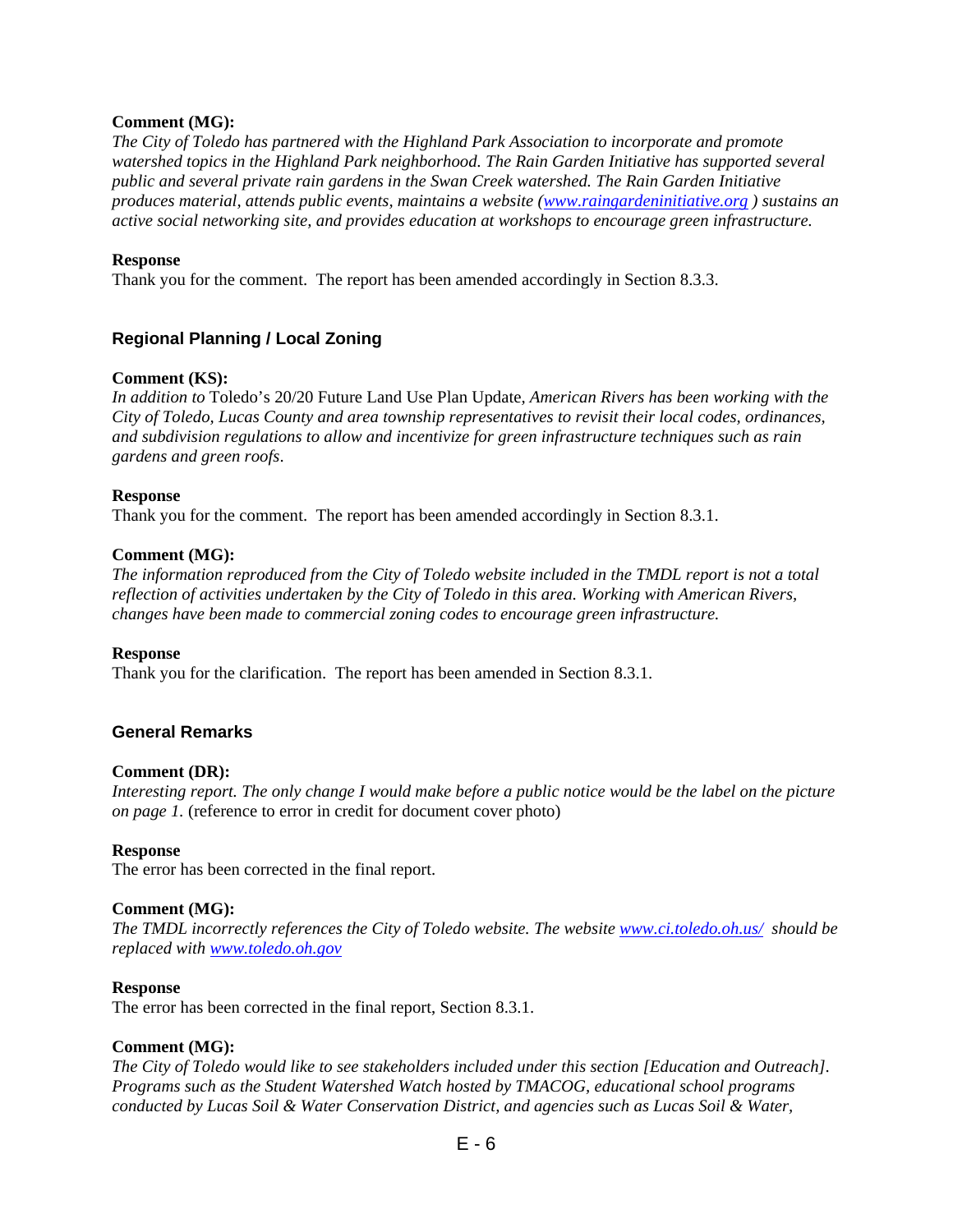**Comment (MG):**
*The City of Toledo has partnered with the Highland Park Association to incorporate and promote watershed topics in the Highland Park neighborhood. The Rain Garden Initiative has supported several public and several private rain gardens in the Swan Creek watershed. The Rain Garden Initiative produces material, attends public events, maintains a website (www.raingardeninitiative.org ) sustains an active social networking site, and provides education at workshops to encourage green infrastructure.*

**Response**
Thank you for the comment. The report has been amended accordingly in Section 8.3.3.

### Regional Planning / Local Zoning

**Comment (KS):**
*In addition to* Toledo's 20/20 Future Land Use Plan Update, *American Rivers has been working with the City of Toledo, Lucas County and area township representatives to revisit their local codes, ordinances, and subdivision regulations to allow and incentivize for green infrastructure techniques such as rain gardens and green roofs*.

**Response**
Thank you for the comment. The report has been amended accordingly in Section 8.3.1.

**Comment (MG):**
*The information reproduced from the City of Toledo website included in the TMDL report is not a total reflection of activities undertaken by the City of Toledo in this area. Working with American Rivers, changes have been made to commercial zoning codes to encourage green infrastructure.*

**Response**
Thank you for the clarification. The report has been amended in Section 8.3.1.

### General Remarks

**Comment (DR):**
*Interesting report. The only change I would make before a public notice would be the label on the picture on page 1.* (reference to error in credit for document cover photo)

**Response**
The error has been corrected in the final report.

**Comment (MG):**
*The TMDL incorrectly references the City of Toledo website. The website www.ci.toledo.oh.us/ should be replaced with www.toledo.oh.gov*

**Response**
The error has been corrected in the final report, Section 8.3.1.

**Comment (MG):**
*The City of Toledo would like to see stakeholders included under this section [Education and Outreach]. Programs such as the Student Watershed Watch hosted by TMACOG, educational school programs conducted by Lucas Soil & Water Conservation District, and agencies such as Lucas Soil & Water,*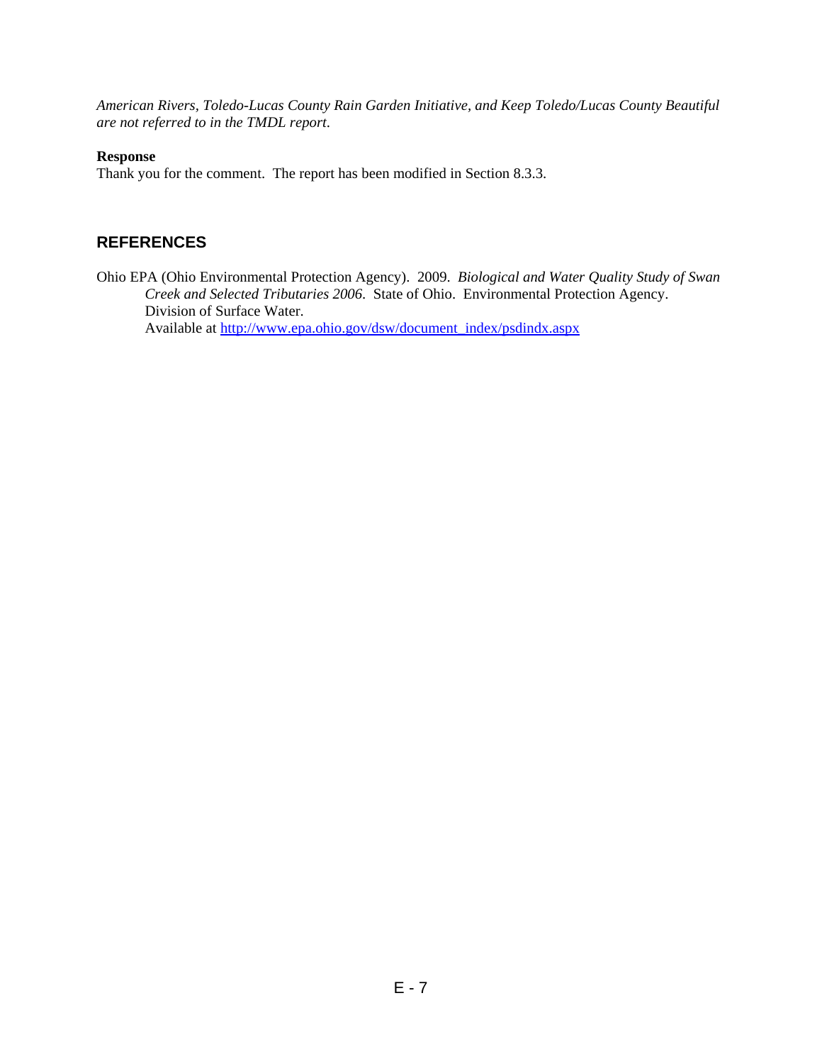*American Rivers, Toledo-Lucas County Rain Garden Initiative, and Keep Toledo/Lucas County Beautiful are not referred to in the TMDL report*.

**Response**

Thank you for the comment. The report has been modified in Section 8.3.3.

## REFERENCES

Ohio EPA (Ohio Environmental Protection Agency). 2009. *Biological and Water Quality Study of Swan Creek and Selected Tributaries 2006*. State of Ohio. Environmental Protection Agency. Division of Surface Water.
Available at http://www.epa.ohio.gov/dsw/document_index/psdindx.aspx